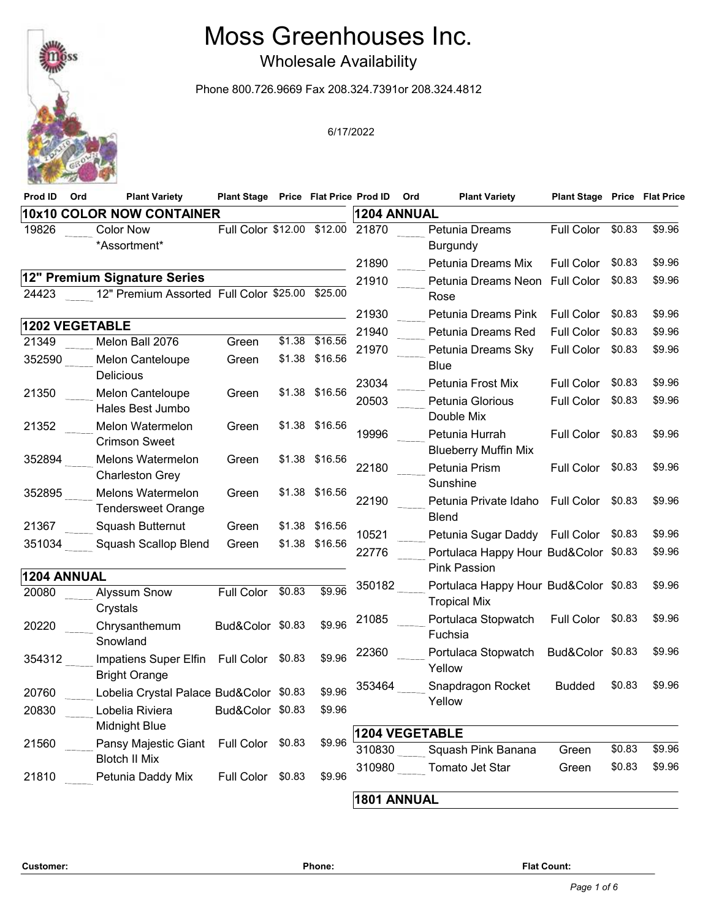# Moss Greenhouses Inc.

## Wholesale Availability

Phone 800.726.9669 Fax 208.324.7391or 208.324.4812

6/17/2022

### 10x10 COLOR NOW CONTAINER

| Prod ID | Ord | Plant Variety | Plant Stage | Price | Flat Price |
|---|---|---|---|---|---|
| 19826 | ____ | Color Now *Assortment* | Full Color | $12.00 | $12.00 |

### 12" Premium Signature Series

| Prod ID | Ord | Plant Variety | Plant Stage | Price | Flat Price |
|---|---|---|---|---|---|
| 24423 | ____ | 12" Premium Assorted | Full Color | $25.00 | $25.00 |

### 1202 VEGETABLE

| Prod ID | Ord | Plant Variety | Plant Stage | Price | Flat Price |
|---|---|---|---|---|---|
| 21349 | ____ | Melon Ball 2076 | Green | $1.38 | $16.56 |
| 352590 | ____ | Melon Canteloupe Delicious | Green | $1.38 | $16.56 |
| 21350 | ____ | Melon Canteloupe Hales Best Jumbo | Green | $1.38 | $16.56 |
| 21352 | ____ | Melon Watermelon Crimson Sweet | Green | $1.38 | $16.56 |
| 352894 | ____ | Melons Watermelon Charleston Grey | Green | $1.38 | $16.56 |
| 352895 | ____ | Melons Watermelon Tendersweet Orange | Green | $1.38 | $16.56 |
| 21367 | ____ | Squash Butternut | Green | $1.38 | $16.56 |
| 351034 | ____ | Squash Scallop Blend | Green | $1.38 | $16.56 |

### 1204 ANNUAL

| Prod ID | Ord | Plant Variety | Plant Stage | Price | Flat Price |
|---|---|---|---|---|---|
| 20080 | ____ | Alyssum Snow Crystals | Full Color | $0.83 | $9.96 |
| 20220 | ____ | Chrysanthemum Snowland | Bud&Color | $0.83 | $9.96 |
| 354312 | ____ | Impatiens Super Elfin Bright Orange | Full Color | $0.83 | $9.96 |
| 20760 | ____ | Lobelia Crystal Palace | Bud&Color | $0.83 | $9.96 |
| 20830 | ____ | Lobelia Riviera Midnight Blue | Bud&Color | $0.83 | $9.96 |
| 21560 | ____ | Pansy Majestic Giant Blotch II Mix | Full Color | $0.83 | $9.96 |
| 21810 | ____ | Petunia Daddy Mix | Full Color | $0.83 | $9.96 |

### 1204 ANNUAL

| Prod ID | Ord | Plant Variety | Plant Stage | Price | Flat Price |
|---|---|---|---|---|---|
| 21870 | ____ | Petunia Dreams Burgundy | Full Color | $0.83 | $9.96 |
| 21890 | ____ | Petunia Dreams Mix | Full Color | $0.83 | $9.96 |
| 21910 | ____ | Petunia Dreams Neon Rose | Full Color | $0.83 | $9.96 |
| 21930 | ____ | Petunia Dreams Pink | Full Color | $0.83 | $9.96 |
| 21940 | ____ | Petunia Dreams Red | Full Color | $0.83 | $9.96 |
| 21970 | ____ | Petunia Dreams Sky Blue | Full Color | $0.83 | $9.96 |
| 23034 | ____ | Petunia Frost Mix | Full Color | $0.83 | $9.96 |
| 20503 | ____ | Petunia Glorious Double Mix | Full Color | $0.83 | $9.96 |
| 19996 | ____ | Petunia Hurrah Blueberry Muffin Mix | Full Color | $0.83 | $9.96 |
| 22180 | ____ | Petunia Prism Sunshine | Full Color | $0.83 | $9.96 |
| 22190 | ____ | Petunia Private Idaho Blend | Full Color | $0.83 | $9.96 |
| 10521 | ____ | Petunia Sugar Daddy | Full Color | $0.83 | $9.96 |
| 22776 | ____ | Portulaca Happy Hour Pink Passion | Bud&Color | $0.83 | $9.96 |
| 350182 | ____ | Portulaca Happy Hour Tropical Mix | Bud&Color | $0.83 | $9.96 |
| 21085 | ____ | Portulaca Stopwatch Fuchsia | Full Color | $0.83 | $9.96 |
| 22360 | ____ | Portulaca Stopwatch Yellow | Bud&Color | $0.83 | $9.96 |
| 353464 | ____ | Snapdragon Rocket Yellow | Budded | $0.83 | $9.96 |

### 1204 VEGETABLE

| Prod ID | Ord | Plant Variety | Plant Stage | Price | Flat Price |
|---|---|---|---|---|---|
| 310830 | ____ | Squash Pink Banana | Green | $0.83 | $9.96 |
| 310980 | ____ | Tomato Jet Star | Green | $0.83 | $9.96 |

### 1801 ANNUAL

**Customer:** **Phone:** **Flat Count:**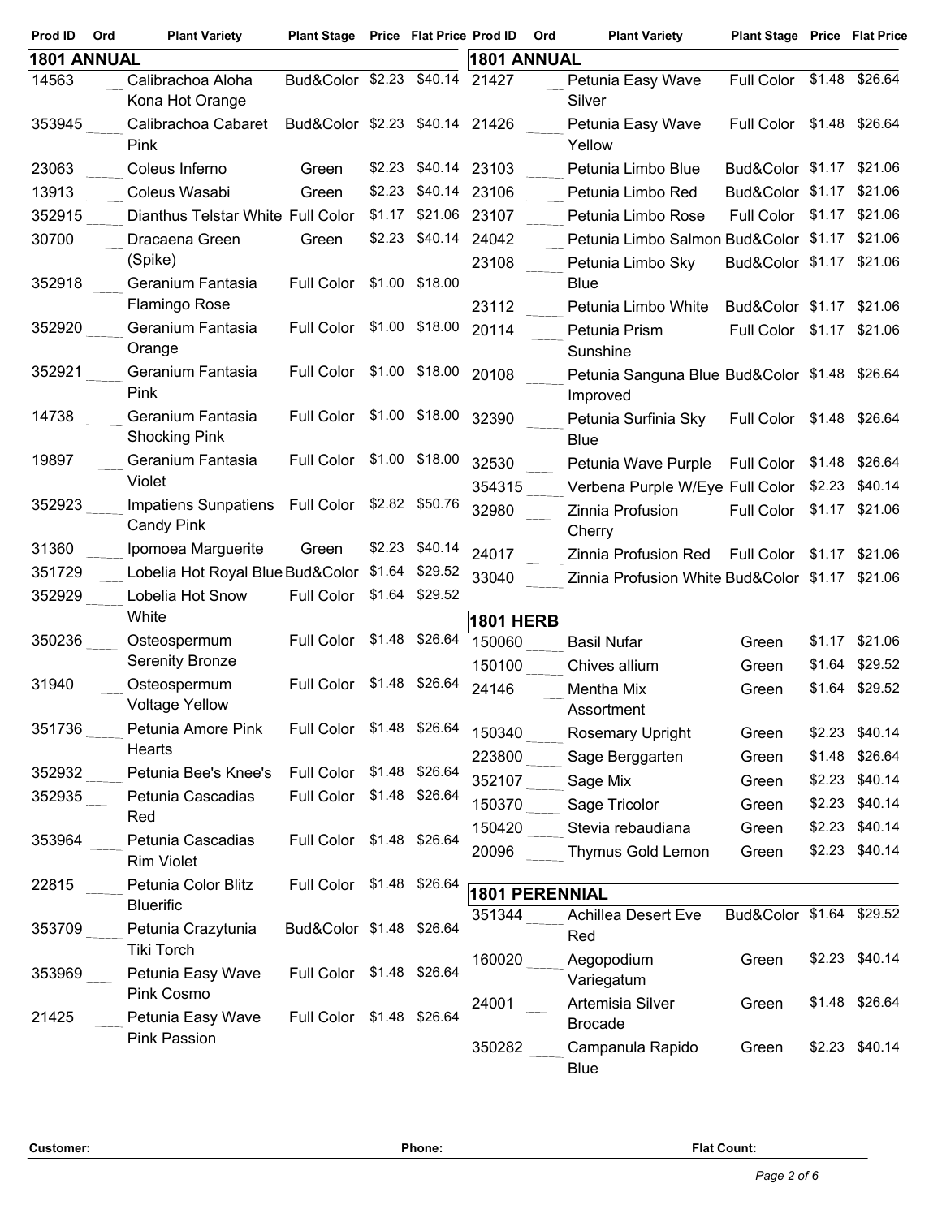## 1801 ANNUAL

| Prod ID | Ord | Plant Variety | Plant Stage | Price | Flat Price |
|---|---|---|---|---|---|
| 14563 | | Calibrachoa Aloha Kona Hot Orange | Bud&Color | $2.23 | $40.14 |
| 353945 | | Calibrachoa Cabaret Pink | Bud&Color | $2.23 | $40.14 |
| 23063 | | Coleus Inferno | Green | $2.23 | $40.14 |
| 13913 | | Coleus Wasabi | Green | $2.23 | $40.14 |
| 352915 | | Dianthus Telstar White | Full Color | $1.17 | $21.06 |
| 30700 | | Dracaena Green (Spike) | Green | $2.23 | $40.14 |
| 352918 | | Geranium Fantasia Flamingo Rose | Full Color | $1.00 | $18.00 |
| 352920 | | Geranium Fantasia Orange | Full Color | $1.00 | $18.00 |
| 352921 | | Geranium Fantasia Pink | Full Color | $1.00 | $18.00 |
| 14738 | | Geranium Fantasia Shocking Pink | Full Color | $1.00 | $18.00 |
| 19897 | | Geranium Fantasia Violet | Full Color | $1.00 | $18.00 |
| 352923 | | Impatiens Sunpatiens Candy Pink | Full Color | $2.82 | $50.76 |
| 31360 | | Ipomoea Marguerite | Green | $2.23 | $40.14 |
| 351729 | | Lobelia Hot Royal Blue | Bud&Color | $1.64 | $29.52 |
| 352929 | | Lobelia Hot Snow White | Full Color | $1.64 | $29.52 |
| 350236 | | Osteospermum Serenity Bronze | Full Color | $1.48 | $26.64 |
| 31940 | | Osteospermum Voltage Yellow | Full Color | $1.48 | $26.64 |
| 351736 | | Petunia Amore Pink Hearts | Full Color | $1.48 | $26.64 |
| 352932 | | Petunia Bee's Knee's | Full Color | $1.48 | $26.64 |
| 352935 | | Petunia Cascadias Red | Full Color | $1.48 | $26.64 |
| 353964 | | Petunia Cascadias Rim Violet | Full Color | $1.48 | $26.64 |
| 22815 | | Petunia Color Blitz Bluerific | Full Color | $1.48 | $26.64 |
| 353709 | | Petunia Crazytunia Tiki Torch | Bud&Color | $1.48 | $26.64 |
| 353969 | | Petunia Easy Wave Pink Cosmo | Full Color | $1.48 | $26.64 |
| 21425 | | Petunia Easy Wave Pink Passion | Full Color | $1.48 | $26.64 |
| 21427 | | Petunia Easy Wave Silver | Full Color | $1.48 | $26.64 |
| 21426 | | Petunia Easy Wave Yellow | Full Color | $1.48 | $26.64 |
| 23103 | | Petunia Limbo Blue | Bud&Color | $1.17 | $21.06 |
| 23106 | | Petunia Limbo Red | Bud&Color | $1.17 | $21.06 |
| 23107 | | Petunia Limbo Rose | Full Color | $1.17 | $21.06 |
| 24042 | | Petunia Limbo Salmon | Bud&Color | $1.17 | $21.06 |
| 23108 | | Petunia Limbo Sky Blue | Bud&Color | $1.17 | $21.06 |
| 23112 | | Petunia Limbo White | Bud&Color | $1.17 | $21.06 |
| 20114 | | Petunia Prism Sunshine | Full Color | $1.17 | $21.06 |
| 20108 | | Petunia Sanguna Blue Improved | Bud&Color | $1.48 | $26.64 |
| 32390 | | Petunia Surfinia Sky Blue | Full Color | $1.48 | $26.64 |
| 32530 | | Petunia Wave Purple | Full Color | $1.48 | $26.64 |
| 354315 | | Verbena Purple W/Eye | Full Color | $2.23 | $40.14 |
| 32980 | | Zinnia Profusion Cherry | Full Color | $1.17 | $21.06 |
| 24017 | | Zinnia Profusion Red | Full Color | $1.17 | $21.06 |
| 33040 | | Zinnia Profusion White | Bud&Color | $1.17 | $21.06 |

## 1801 HERB

| Prod ID | Ord | Plant Variety | Plant Stage | Price | Flat Price |
|---|---|---|---|---|---|
| 150060 | | Basil Nufar | Green | $1.17 | $21.06 |
| 150100 | | Chives allium | Green | $1.64 | $29.52 |
| 24146 | | Mentha Mix Assortment | Green | $1.64 | $29.52 |
| 150340 | | Rosemary Upright | Green | $2.23 | $40.14 |
| 223800 | | Sage Berggarten | Green | $1.48 | $26.64 |
| 352107 | | Sage Mix | Green | $2.23 | $40.14 |
| 150370 | | Sage Tricolor | Green | $2.23 | $40.14 |
| 150420 | | Stevia rebaudiana | Green | $2.23 | $40.14 |
| 20096 | | Thymus Gold Lemon | Green | $2.23 | $40.14 |

## 1801 PERENNIAL

| Prod ID | Ord | Plant Variety | Plant Stage | Price | Flat Price |
|---|---|---|---|---|---|
| 351344 | | Achillea Desert Eve Red | Bud&Color | $1.64 | $29.52 |
| 160020 | | Aegopodium Variegatum | Green | $2.23 | $40.14 |
| 24001 | | Artemisia Silver Brocade | Green | $1.48 | $26.64 |
| 350282 | | Campanula Rapido Blue | Green | $2.23 | $40.14 |

**Customer:** **Phone:** **Flat Count:**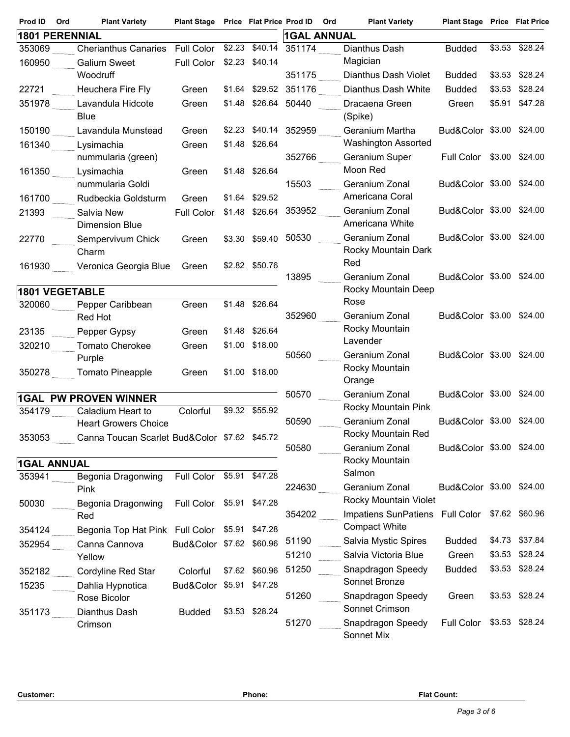## 1801 PERENNIAL

| Prod ID | Ord | Plant Variety | Plant Stage | Price | Flat Price |
|---|---|---|---|---|---|
| 353069 | ____ | Cherianthus Canaries | Full Color | $2.23 | $40.14 |
| 160950 | ____ | Galium Sweet Woodruff | Full Color | $2.23 | $40.14 |
| 22721 | ____ | Heuchera Fire Fly | Green | $1.64 | $29.52 |
| 351978 | ____ | Lavandula Hidcote Blue | Green | $1.48 | $26.64 |
| 150190 | ____ | Lavandula Munstead | Green | $2.23 | $40.14 |
| 161340 | ____ | Lysimachia nummularia (green) | Green | $1.48 | $26.64 |
| 161350 | ____ | Lysimachia nummularia Goldi | Green | $1.48 | $26.64 |
| 161700 | ____ | Rudbeckia Goldsturm | Green | $1.64 | $29.52 |
| 21393 | ____ | Salvia New Dimension Blue | Full Color | $1.48 | $26.64 |
| 22770 | ____ | Sempervivum Chick Charm | Green | $3.30 | $59.40 |
| 161930 | ____ | Veronica Georgia Blue | Green | $2.82 | $50.76 |

## 1801 VEGETABLE

| Prod ID | Ord | Plant Variety | Plant Stage | Price | Flat Price |
|---|---|---|---|---|---|
| 320060 | ____ | Pepper Caribbean Red Hot | Green | $1.48 | $26.64 |
| 23135 | ____ | Pepper Gypsy | Green | $1.48 | $26.64 |
| 320210 | ____ | Tomato Cherokee Purple | Green | $1.00 | $18.00 |
| 350278 | ____ | Tomato Pineapple | Green | $1.00 | $18.00 |

## 1GAL PW PROVEN WINNER

| Prod ID | Ord | Plant Variety | Plant Stage | Price | Flat Price |
|---|---|---|---|---|---|
| 354179 | ____ | Caladium Heart to Heart Growers Choice | Colorful | $9.32 | $55.92 |
| 353053 | ____ | Canna Toucan Scarlet | Bud&Color | $7.62 | $45.72 |

## 1GAL ANNUAL

| Prod ID | Ord | Plant Variety | Plant Stage | Price | Flat Price |
|---|---|---|---|---|---|
| 353941 | ____ | Begonia Dragonwing Pink | Full Color | $5.91 | $47.28 |
| 50030 | ____ | Begonia Dragonwing Red | Full Color | $5.91 | $47.28 |
| 354124 | ____ | Begonia Top Hat Pink | Full Color | $5.91 | $47.28 |
| 352954 | ____ | Canna Cannova Yellow | Bud&Color | $7.62 | $60.96 |
| 352182 | ____ | Cordyline Red Star | Colorful | $7.62 | $60.96 |
| 15235 | ____ | Dahlia Hypnotica Rose Bicolor | Bud&Color | $5.91 | $47.28 |
| 351173 | ____ | Dianthus Dash Crimson | Budded | $3.53 | $28.24 |
| 351174 | ____ | Dianthus Dash Magician | Budded | $3.53 | $28.24 |
| 351175 | ____ | Dianthus Dash Violet | Budded | $3.53 | $28.24 |
| 351176 | ____ | Dianthus Dash White | Budded | $3.53 | $28.24 |
| 50440 | ____ | Dracaena Green (Spike) | Green | $5.91 | $47.28 |
| 352959 | ____ | Geranium Martha Washington Assorted | Bud&Color | $3.00 | $24.00 |
| 352766 | ____ | Geranium Super Moon Red | Full Color | $3.00 | $24.00 |
| 15503 | ____ | Geranium Zonal Americana Coral | Bud&Color | $3.00 | $24.00 |
| 353952 | ____ | Geranium Zonal Americana White | Bud&Color | $3.00 | $24.00 |
| 50530 | ____ | Geranium Zonal Rocky Mountain Dark Red | Bud&Color | $3.00 | $24.00 |
| 13895 | ____ | Geranium Zonal Rocky Mountain Deep Rose | Bud&Color | $3.00 | $24.00 |
| 352960 | ____ | Geranium Zonal Rocky Mountain Lavender | Bud&Color | $3.00 | $24.00 |
| 50560 | ____ | Geranium Zonal Rocky Mountain Orange | Bud&Color | $3.00 | $24.00 |
| 50570 | ____ | Geranium Zonal Rocky Mountain Pink | Bud&Color | $3.00 | $24.00 |
| 50590 | ____ | Geranium Zonal Rocky Mountain Red | Bud&Color | $3.00 | $24.00 |
| 50580 | ____ | Geranium Zonal Rocky Mountain Salmon | Bud&Color | $3.00 | $24.00 |
| 224630 | ____ | Geranium Zonal Rocky Mountain Violet | Bud&Color | $3.00 | $24.00 |
| 354202 | ____ | Impatiens SunPatiens Compact White | Full Color | $7.62 | $60.96 |
| 51190 | ____ | Salvia Mystic Spires | Budded | $4.73 | $37.84 |
| 51210 | ____ | Salvia Victoria Blue | Green | $3.53 | $28.24 |
| 51250 | ____ | Snapdragon Speedy Sonnet Bronze | Budded | $3.53 | $28.24 |
| 51260 | ____ | Snapdragon Speedy Sonnet Crimson | Green | $3.53 | $28.24 |
| 51270 | ____ | Snapdragon Speedy Sonnet Mix | Full Color | $3.53 | $28.24 |

**Customer:** **Phone:** **Flat Count:**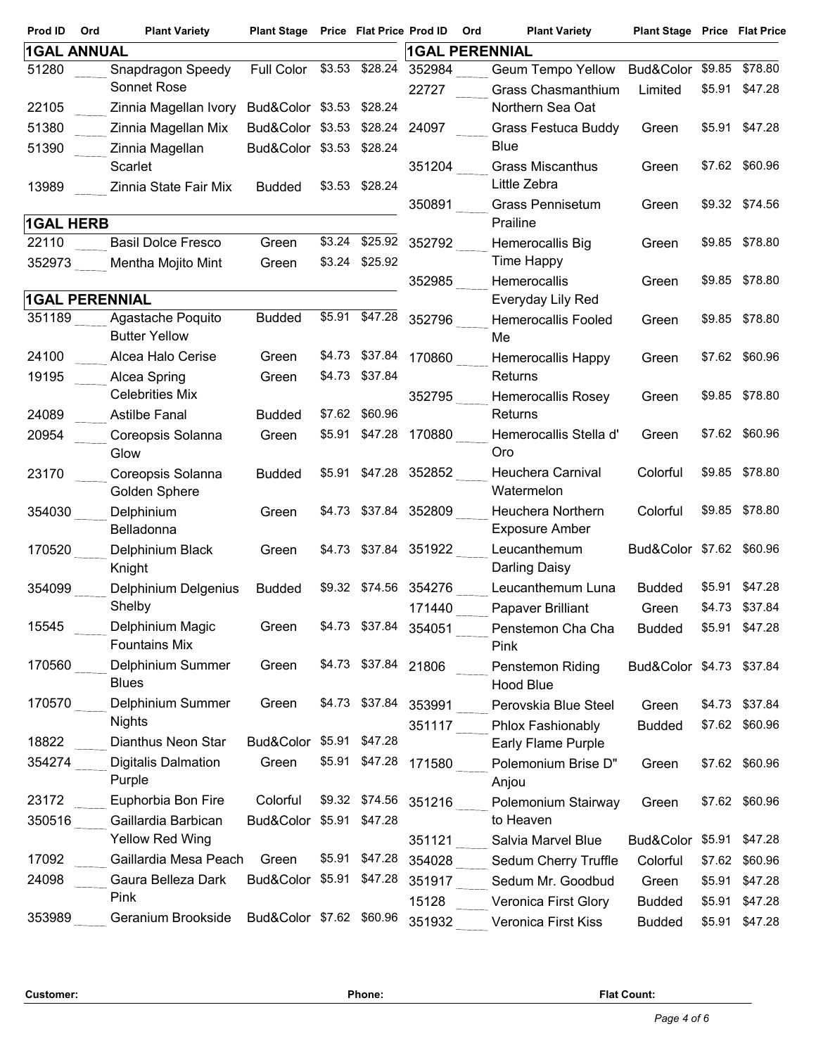## 1GAL ANNUAL

| Prod ID | Ord | Plant Variety | Plant Stage | Price | Flat Price |
|---|---|---|---|---|---|
| 51280 | | Snapdragon Speedy Sonnet Rose | Full Color | $3.53 | $28.24 |
| 22105 | | Zinnia Magellan Ivory | Bud&Color | $3.53 | $28.24 |
| 51380 | | Zinnia Magellan Mix | Bud&Color | $3.53 | $28.24 |
| 51390 | | Zinnia Magellan Scarlet | Bud&Color | $3.53 | $28.24 |
| 13989 | | Zinnia State Fair Mix | Budded | $3.53 | $28.24 |

## 1GAL HERB

| Prod ID | Ord | Plant Variety | Plant Stage | Price | Flat Price |
|---|---|---|---|---|---|
| 22110 | | Basil Dolce Fresco | Green | $3.24 | $25.92 |
| 352973 | | Mentha Mojito Mint | Green | $3.24 | $25.92 |

## 1GAL PERENNIAL

| Prod ID | Ord | Plant Variety | Plant Stage | Price | Flat Price |
|---|---|---|---|---|---|
| 351189 | | Agastache Poquito Butter Yellow | Budded | $5.91 | $47.28 |
| 24100 | | Alcea Halo Cerise | Green | $4.73 | $37.84 |
| 19195 | | Alcea Spring Celebrities Mix | Green | $4.73 | $37.84 |
| 24089 | | Astilbe Fanal | Budded | $7.62 | $60.96 |
| 20954 | | Coreopsis Solanna Glow | Green | $5.91 | $47.28 |
| 23170 | | Coreopsis Solanna Golden Sphere | Budded | $5.91 | $47.28 |
| 354030 | | Delphinium Belladonna | Green | $4.73 | $37.84 |
| 170520 | | Delphinium Black Knight | Green | $4.73 | $37.84 |
| 354099 | | Delphinium Delgenius Shelby | Budded | $9.32 | $74.56 |
| 15545 | | Delphinium Magic Fountains Mix | Green | $4.73 | $37.84 |
| 170560 | | Delphinium Summer Blues | Green | $4.73 | $37.84 |
| 170570 | | Delphinium Summer Nights | Green | $4.73 | $37.84 |
| 18822 | | Dianthus Neon Star | Bud&Color | $5.91 | $47.28 |
| 354274 | | Digitalis Dalmation Purple | Green | $5.91 | $47.28 |
| 23172 | | Euphorbia Bon Fire | Colorful | $9.32 | $74.56 |
| 350516 | | Gaillardia Barbican Yellow Red Wing | Bud&Color | $5.91 | $47.28 |
| 17092 | | Gaillardia Mesa Peach | Green | $5.91 | $47.28 |
| 24098 | | Gaura Belleza Dark Pink | Bud&Color | $5.91 | $47.28 |
| 353989 | | Geranium Brookside | Bud&Color | $7.62 | $60.96 |

## 1GAL PERENNIAL

| Prod ID | Ord | Plant Variety | Plant Stage | Price | Flat Price |
|---|---|---|---|---|---|
| 352984 | | Geum Tempo Yellow | Bud&Color | $9.85 | $78.80 |
| 22727 | | Grass Chasmanthium Northern Sea Oat | Limited | $5.91 | $47.28 |
| 24097 | | Grass Festuca Buddy Blue | Green | $5.91 | $47.28 |
| 351204 | | Grass Miscanthus Little Zebra | Green | $7.62 | $60.96 |
| 350891 | | Grass Pennisetum Prailine | Green | $9.32 | $74.56 |
| 352792 | | Hemerocallis Big Time Happy | Green | $9.85 | $78.80 |
| 352985 | | Hemerocallis Everyday Lily Red | Green | $9.85 | $78.80 |
| 352796 | | Hemerocallis Fooled Me | Green | $9.85 | $78.80 |
| 170860 | | Hemerocallis Happy Returns | Green | $7.62 | $60.96 |
| 352795 | | Hemerocallis Rosey Returns | Green | $9.85 | $78.80 |
| 170880 | | Hemerocallis Stella d' Oro | Green | $7.62 | $60.96 |
| 352852 | | Heuchera Carnival Watermelon | Colorful | $9.85 | $78.80 |
| 352809 | | Heuchera Northern Exposure Amber | Colorful | $9.85 | $78.80 |
| 351922 | | Leucanthemum Darling Daisy | Bud&Color | $7.62 | $60.96 |
| 354276 | | Leucanthemum Luna | Budded | $5.91 | $47.28 |
| 171440 | | Papaver Brilliant | Green | $4.73 | $37.84 |
| 354051 | | Penstemon Cha Cha Pink | Budded | $5.91 | $47.28 |
| 21806 | | Penstemon Riding Hood Blue | Bud&Color | $4.73 | $37.84 |
| 353991 | | Perovskia Blue Steel | Green | $4.73 | $37.84 |
| 351117 | | Phlox Fashionably Early Flame Purple | Budded | $7.62 | $60.96 |
| 171580 | | Polemonium Brise D" Anjou | Green | $7.62 | $60.96 |
| 351216 | | Polemonium Stairway to Heaven | Green | $7.62 | $60.96 |
| 351121 | | Salvia Marvel Blue | Bud&Color | $5.91 | $47.28 |
| 354028 | | Sedum Cherry Truffle | Colorful | $7.62 | $60.96 |
| 351917 | | Sedum Mr. Goodbud | Green | $5.91 | $47.28 |
| 15128 | | Veronica First Glory | Budded | $5.91 | $47.28 |
| 351932 | | Veronica First Kiss | Budded | $5.91 | $47.28 |

**Customer:** **Phone:** **Flat Count:**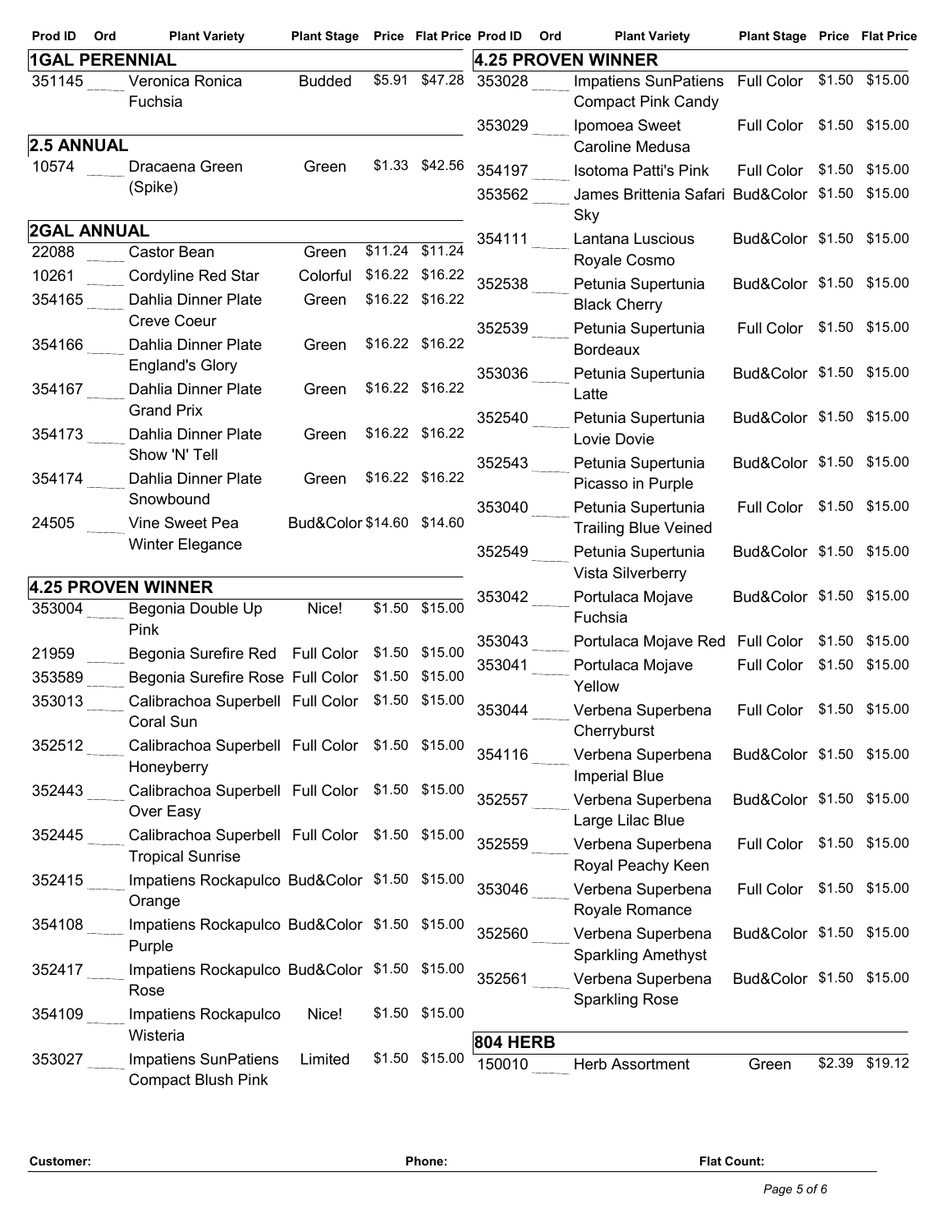| Prod ID | Ord | Plant Variety | Plant Stage | Price | Flat Price |
|---|---|---|---|---|---|
| **1GAL PERENNIAL** | | | | | |
| 351145 | | Veronica Ronica Fuchsia | Budded | $5.91 | $47.28 |
| **2.5 ANNUAL** | | | | | |
| 10574 | | Dracaena Green (Spike) | Green | $1.33 | $42.56 |
| **2GAL ANNUAL** | | | | | |
| 22088 | | Castor Bean | Green | $11.24 | $11.24 |
| 10261 | | Cordyline Red Star | Colorful | $16.22 | $16.22 |
| 354165 | | Dahlia Dinner Plate Creve Coeur | Green | $16.22 | $16.22 |
| 354166 | | Dahlia Dinner Plate England's Glory | Green | $16.22 | $16.22 |
| 354167 | | Dahlia Dinner Plate Grand Prix | Green | $16.22 | $16.22 |
| 354173 | | Dahlia Dinner Plate Show 'N' Tell | Green | $16.22 | $16.22 |
| 354174 | | Dahlia Dinner Plate Snowbound | Green | $16.22 | $16.22 |
| 24505 | | Vine Sweet Pea Winter Elegance | Bud&Color | $14.60 | $14.60 |
| **4.25 PROVEN WINNER** | | | | | |
| 353004 | | Begonia Double Up Pink | Nice! | $1.50 | $15.00 |
| 21959 | | Begonia Surefire Red | Full Color | $1.50 | $15.00 |
| 353589 | | Begonia Surefire Rose | Full Color | $1.50 | $15.00 |
| 353013 | | Calibrachoa Superbell Coral Sun | Full Color | $1.50 | $15.00 |
| 352512 | | Calibrachoa Superbell Honeyberry | Full Color | $1.50 | $15.00 |
| 352443 | | Calibrachoa Superbell Over Easy | Full Color | $1.50 | $15.00 |
| 352445 | | Calibrachoa Superbell Tropical Sunrise | Full Color | $1.50 | $15.00 |
| 352415 | | Impatiens Rockapulco Orange | Bud&Color | $1.50 | $15.00 |
| 354108 | | Impatiens Rockapulco Purple | Bud&Color | $1.50 | $15.00 |
| 352417 | | Impatiens Rockapulco Rose | Bud&Color | $1.50 | $15.00 |
| 354109 | | Impatiens Rockapulco Wisteria | Nice! | $1.50 | $15.00 |
| 353027 | | Impatiens SunPatiens Compact Blush Pink | Limited | $1.50 | $15.00 |
| **4.25 PROVEN WINNER** | | | | | |
| 353028 | | Impatiens SunPatiens Compact Pink Candy | Full Color | $1.50 | $15.00 |
| 353029 | | Ipomoea Sweet Caroline Medusa | Full Color | $1.50 | $15.00 |
| 354197 | | Isotoma Patti's Pink | Full Color | $1.50 | $15.00 |
| 353562 | | James Brittenia Safari Sky | Bud&Color | $1.50 | $15.00 |
| 354111 | | Lantana Luscious Royale Cosmo | Bud&Color | $1.50 | $15.00 |
| 352538 | | Petunia Supertunia Black Cherry | Bud&Color | $1.50 | $15.00 |
| 352539 | | Petunia Supertunia Bordeaux | Full Color | $1.50 | $15.00 |
| 353036 | | Petunia Supertunia Latte | Bud&Color | $1.50 | $15.00 |
| 352540 | | Petunia Supertunia Lovie Dovie | Bud&Color | $1.50 | $15.00 |
| 352543 | | Petunia Supertunia Picasso in Purple | Bud&Color | $1.50 | $15.00 |
| 353040 | | Petunia Supertunia Trailing Blue Veined | Full Color | $1.50 | $15.00 |
| 352549 | | Petunia Supertunia Vista Silverberry | Bud&Color | $1.50 | $15.00 |
| 353042 | | Portulaca Mojave Fuchsia | Bud&Color | $1.50 | $15.00 |
| 353043 | | Portulaca Mojave Red | Full Color | $1.50 | $15.00 |
| 353041 | | Portulaca Mojave Yellow | Full Color | $1.50 | $15.00 |
| 353044 | | Verbena Superbena Cherryburst | Full Color | $1.50 | $15.00 |
| 354116 | | Verbena Superbena Imperial Blue | Bud&Color | $1.50 | $15.00 |
| 352557 | | Verbena Superbena Large Lilac Blue | Bud&Color | $1.50 | $15.00 |
| 352559 | | Verbena Superbena Royal Peachy Keen | Full Color | $1.50 | $15.00 |
| 353046 | | Verbena Superbena Royale Romance | Full Color | $1.50 | $15.00 |
| 352560 | | Verbena Superbena Sparkling Amethyst | Bud&Color | $1.50 | $15.00 |
| 352561 | | Verbena Superbena Sparkling Rose | Bud&Color | $1.50 | $15.00 |
| **804 HERB** | | | | | |
| 150010 | | Herb Assortment | Green | $2.39 | $19.12 |

**Customer:** &nbsp;&nbsp;&nbsp; **Phone:** &nbsp;&nbsp;&nbsp; **Flat Count:**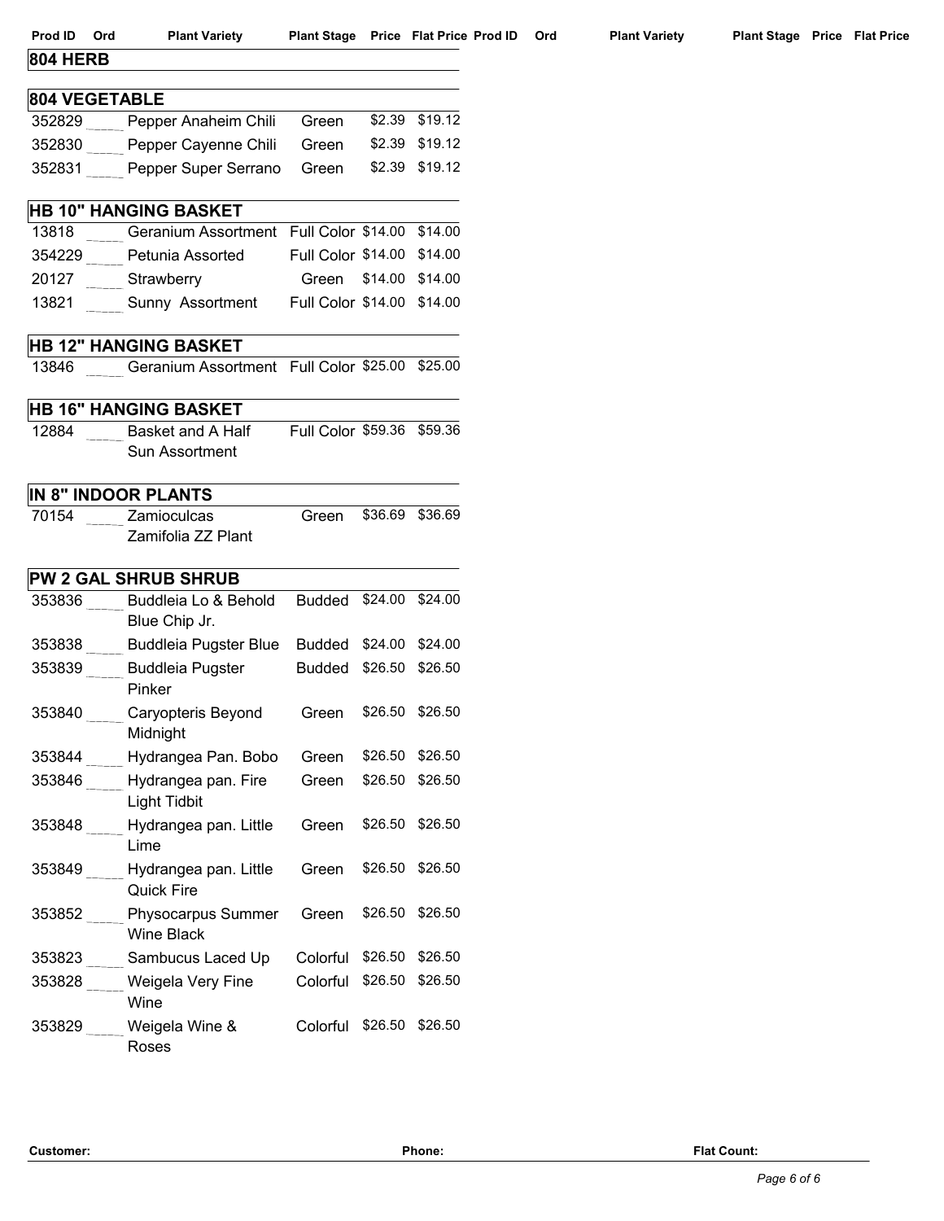| Prod ID | Ord | Plant Variety | Plant Stage | Price | Flat Price |
|---|---|---|---|---|---|
| **804 HERB** | | | | | |
| **804 VEGETABLE** | | | | | |
| 352829 | _____ | Pepper Anaheim Chili | Green | $2.39 | $19.12 |
| 352830 | _____ | Pepper Cayenne Chili | Green | $2.39 | $19.12 |
| 352831 | _____ | Pepper Super Serrano | Green | $2.39 | $19.12 |
| **HB 10" HANGING BASKET** | | | | | |
| 13818 | _____ | Geranium Assortment | Full Color | $14.00 | $14.00 |
| 354229 | _____ | Petunia Assorted | Full Color | $14.00 | $14.00 |
| 20127 | _____ | Strawberry | Green | $14.00 | $14.00 |
| 13821 | _____ | Sunny Assortment | Full Color | $14.00 | $14.00 |
| **HB 12" HANGING BASKET** | | | | | |
| 13846 | _____ | Geranium Assortment | Full Color | $25.00 | $25.00 |
| **HB 16" HANGING BASKET** | | | | | |
| 12884 | _____ | Basket and A Half Sun Assortment | Full Color | $59.36 | $59.36 |
| **IN 8" INDOOR PLANTS** | | | | | |
| 70154 | _____ | Zamioculcas Zamifolia ZZ Plant | Green | $36.69 | $36.69 |
| **PW 2 GAL SHRUB SHRUB** | | | | | |
| 353836 | _____ | Buddleia Lo & Behold Blue Chip Jr. | Budded | $24.00 | $24.00 |
| 353838 | _____ | Buddleia Pugster Blue | Budded | $24.00 | $24.00 |
| 353839 | _____ | Buddleia Pugster Pinker | Budded | $26.50 | $26.50 |
| 353840 | _____ | Caryopteris Beyond Midnight | Green | $26.50 | $26.50 |
| 353844 | _____ | Hydrangea Pan. Bobo | Green | $26.50 | $26.50 |
| 353846 | _____ | Hydrangea pan. Fire Light Tidbit | Green | $26.50 | $26.50 |
| 353848 | _____ | Hydrangea pan. Little Lime | Green | $26.50 | $26.50 |
| 353849 | _____ | Hydrangea pan. Little Quick Fire | Green | $26.50 | $26.50 |
| 353852 | _____ | Physocarpus Summer Wine Black | Green | $26.50 | $26.50 |
| 353823 | _____ | Sambucus Laced Up | Colorful | $26.50 | $26.50 |
| 353828 | _____ | Weigela Very Fine Wine | Colorful | $26.50 | $26.50 |
| 353829 | _____ | Weigela Wine & Roses | Colorful | $26.50 | $26.50 |

**Customer:** **Phone:** **Flat Count:**